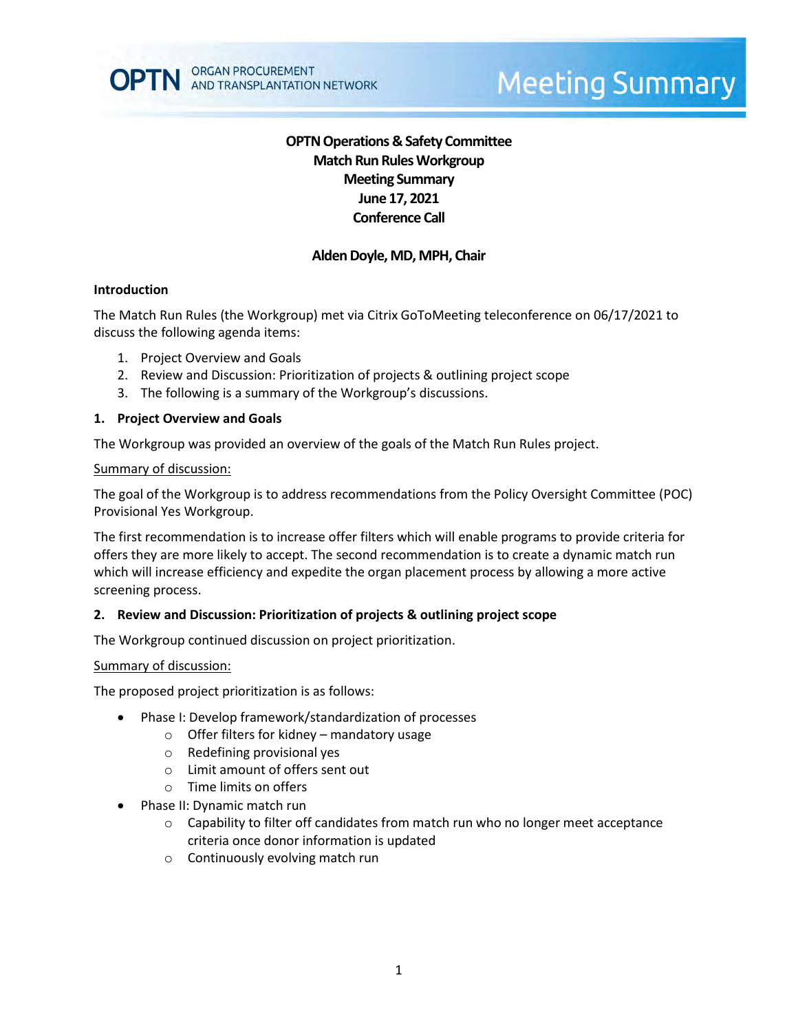OPTN ORGAN PROCUREMENT AND TRANSPLANTATION NETWORK

# Meeting Summary

**OPTN Operations & Safety Committee**
**Match Run Rules Workgroup**
**Meeting Summary**
**June 17, 2021**
**Conference Call**

**Alden Doyle, MD, MPH, Chair**

## Introduction

The Match Run Rules (the Workgroup) met via Citrix GoToMeeting teleconference on 06/17/2021 to discuss the following agenda items:

1. Project Overview and Goals
2. Review and Discussion: Prioritization of projects & outlining project scope
3. The following is a summary of the Workgroup's discussions.

## 1. Project Overview and Goals

The Workgroup was provided an overview of the goals of the Match Run Rules project.

Summary of discussion:

The goal of the Workgroup is to address recommendations from the Policy Oversight Committee (POC) Provisional Yes Workgroup.

The first recommendation is to increase offer filters which will enable programs to provide criteria for offers they are more likely to accept. The second recommendation is to create a dynamic match run which will increase efficiency and expedite the organ placement process by allowing a more active screening process.

## 2. Review and Discussion: Prioritization of projects & outlining project scope

The Workgroup continued discussion on project prioritization.

Summary of discussion:

The proposed project prioritization is as follows:

- Phase I: Develop framework/standardization of processes
  - Offer filters for kidney – mandatory usage
  - Redefining provisional yes
  - Limit amount of offers sent out
  - Time limits on offers
- Phase II: Dynamic match run
  - Capability to filter off candidates from match run who no longer meet acceptance criteria once donor information is updated
  - Continuously evolving match run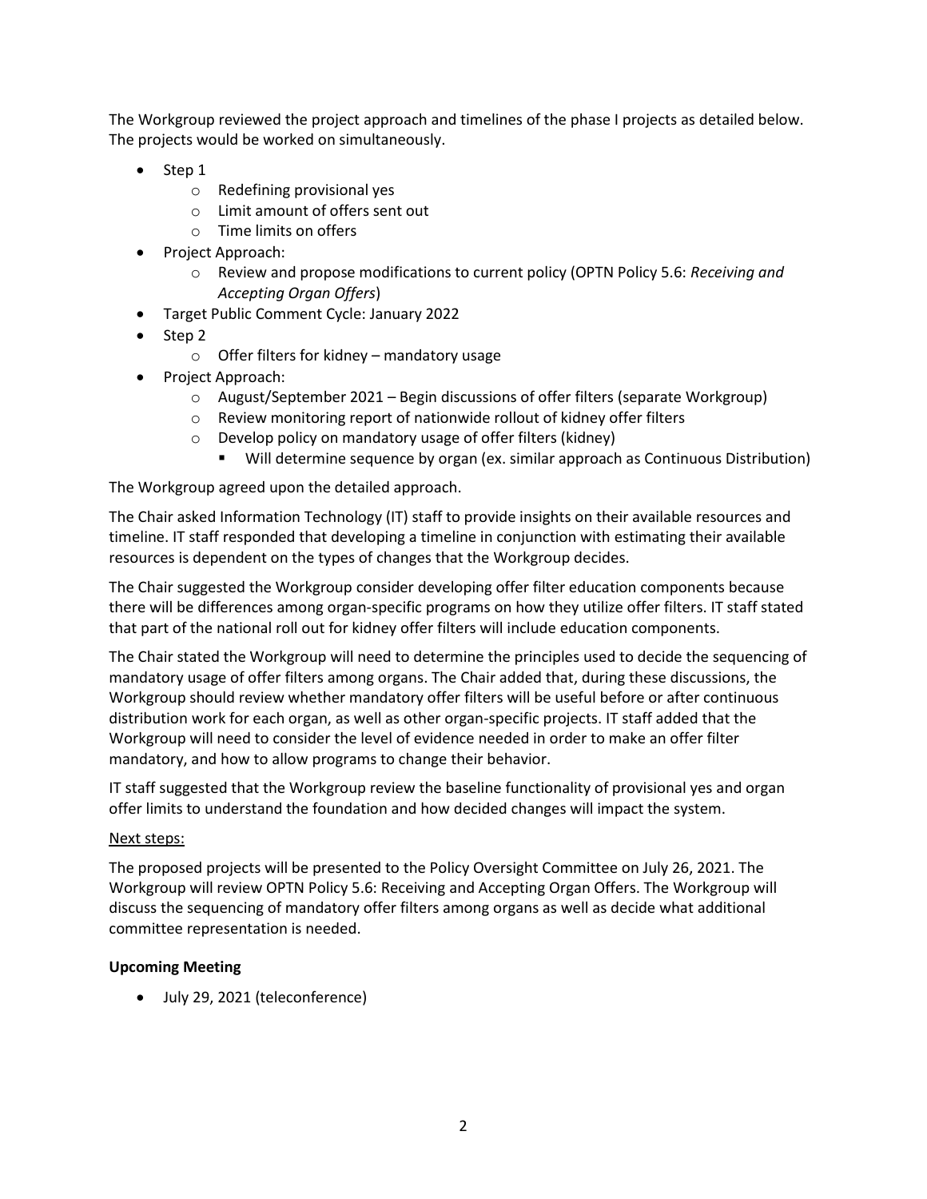The Workgroup reviewed the project approach and timelines of the phase I projects as detailed below. The projects would be worked on simultaneously.

- Step 1
  - Redefining provisional yes
  - Limit amount of offers sent out
  - Time limits on offers
- Project Approach:
  - Review and propose modifications to current policy (OPTN Policy 5.6: *Receiving and Accepting Organ Offers*)
- Target Public Comment Cycle: January 2022
- Step 2
  - Offer filters for kidney – mandatory usage
- Project Approach:
  - August/September 2021 – Begin discussions of offer filters (separate Workgroup)
  - Review monitoring report of nationwide rollout of kidney offer filters
  - Develop policy on mandatory usage of offer filters (kidney)
    - Will determine sequence by organ (ex. similar approach as Continuous Distribution)

The Workgroup agreed upon the detailed approach.

The Chair asked Information Technology (IT) staff to provide insights on their available resources and timeline. IT staff responded that developing a timeline in conjunction with estimating their available resources is dependent on the types of changes that the Workgroup decides.

The Chair suggested the Workgroup consider developing offer filter education components because there will be differences among organ-specific programs on how they utilize offer filters. IT staff stated that part of the national roll out for kidney offer filters will include education components.

The Chair stated the Workgroup will need to determine the principles used to decide the sequencing of mandatory usage of offer filters among organs. The Chair added that, during these discussions, the Workgroup should review whether mandatory offer filters will be useful before or after continuous distribution work for each organ, as well as other organ-specific projects. IT staff added that the Workgroup will need to consider the level of evidence needed in order to make an offer filter mandatory, and how to allow programs to change their behavior.

IT staff suggested that the Workgroup review the baseline functionality of provisional yes and organ offer limits to understand the foundation and how decided changes will impact the system.

<u>Next steps:</u>

The proposed projects will be presented to the Policy Oversight Committee on July 26, 2021. The Workgroup will review OPTN Policy 5.6: Receiving and Accepting Organ Offers. The Workgroup will discuss the sequencing of mandatory offer filters among organs as well as decide what additional committee representation is needed.

**Upcoming Meeting**

- July 29, 2021 (teleconference)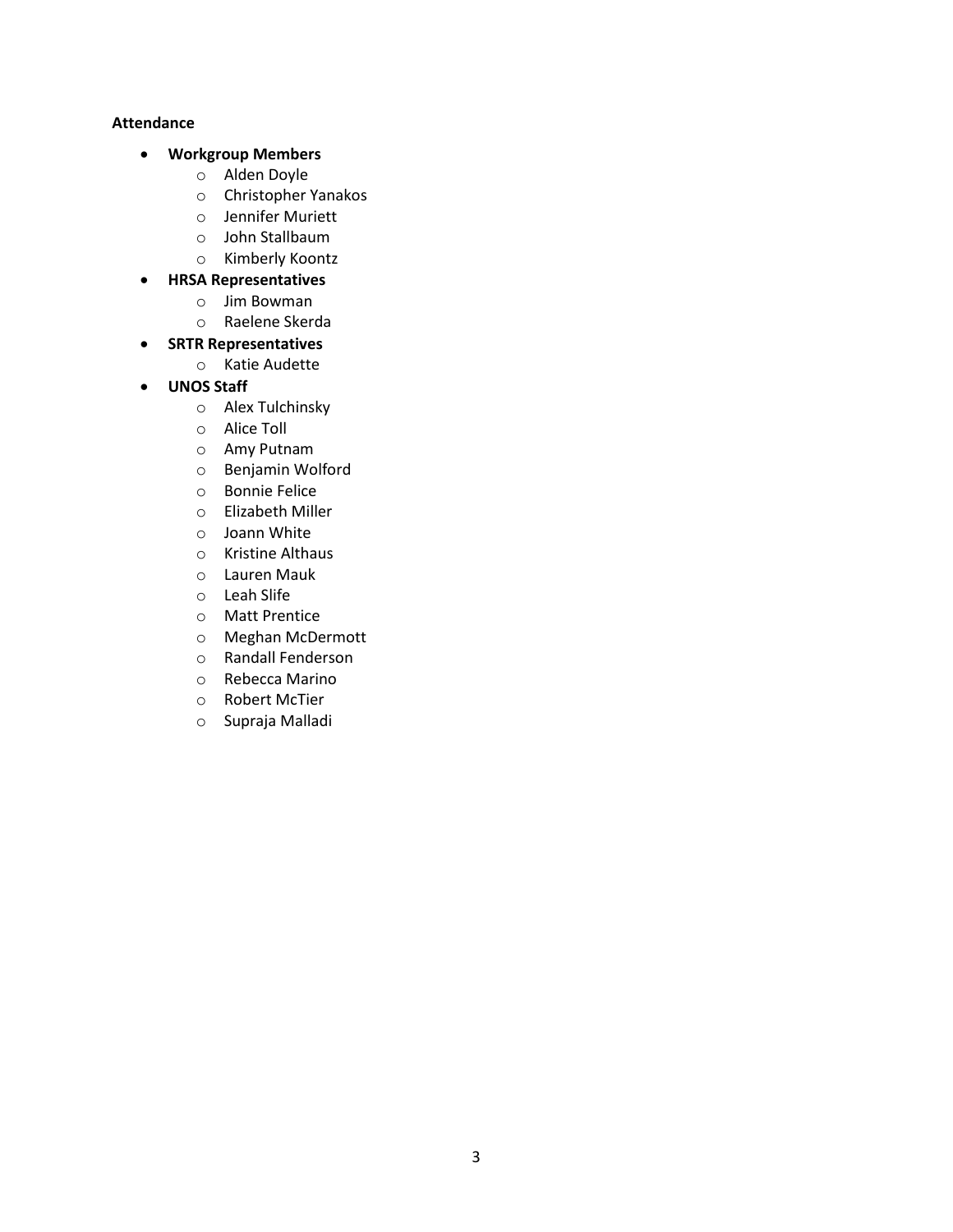**Attendance**

- **Workgroup Members**
  - Alden Doyle
  - Christopher Yanakos
  - Jennifer Muriett
  - John Stallbaum
  - Kimberly Koontz
- **HRSA Representatives**
  - Jim Bowman
  - Raelene Skerda
- **SRTR Representatives**
  - Katie Audette
- **UNOS Staff**
  - Alex Tulchinsky
  - Alice Toll
  - Amy Putnam
  - Benjamin Wolford
  - Bonnie Felice
  - Elizabeth Miller
  - Joann White
  - Kristine Althaus
  - Lauren Mauk
  - Leah Slife
  - Matt Prentice
  - Meghan McDermott
  - Randall Fenderson
  - Rebecca Marino
  - Robert McTier
  - Supraja Malladi